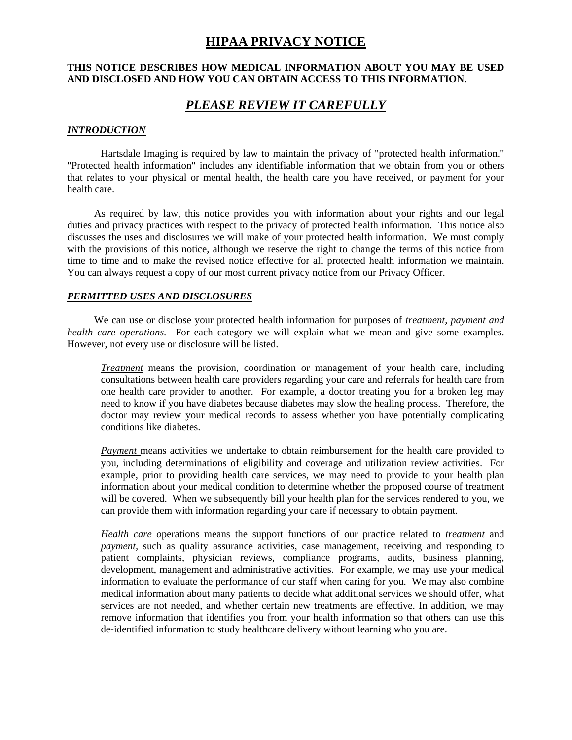# HIPAA PRIVACY NOTICE

**THIS NOTICE DESCRIBES HOW MEDICAL INFORMATION ABOUT YOU MAY BE USED AND DISCLOSED AND HOW YOU CAN OBTAIN ACCESS TO THIS INFORMATION.**

## *PLEASE REVIEW IT CAREFULLY*

### *INTRODUCTION*

Hartsdale Imaging is required by law to maintain the privacy of "protected health information." "Protected health information" includes any identifiable information that we obtain from you or others that relates to your physical or mental health, the health care you have received, or payment for your health care.

As required by law, this notice provides you with information about your rights and our legal duties and privacy practices with respect to the privacy of protected health information. This notice also discusses the uses and disclosures we will make of your protected health information. We must comply with the provisions of this notice, although we reserve the right to change the terms of this notice from time to time and to make the revised notice effective for all protected health information we maintain. You can always request a copy of our most current privacy notice from our Privacy Officer.

### *PERMITTED USES AND DISCLOSURES*

We can use or disclose your protected health information for purposes of *treatment, payment and health care operations.* For each category we will explain what we mean and give some examples. However, not every use or disclosure will be listed.

*Treatment* means the provision, coordination or management of your health care, including consultations between health care providers regarding your care and referrals for health care from one health care provider to another. For example, a doctor treating you for a broken leg may need to know if you have diabetes because diabetes may slow the healing process. Therefore, the doctor may review your medical records to assess whether you have potentially complicating conditions like diabetes.

*Payment* means activities we undertake to obtain reimbursement for the health care provided to you, including determinations of eligibility and coverage and utilization review activities. For example, prior to providing health care services, we may need to provide to your health plan information about your medical condition to determine whether the proposed course of treatment will be covered. When we subsequently bill your health plan for the services rendered to you, we can provide them with information regarding your care if necessary to obtain payment.

*Health care o*perations means the support functions of our practice related to *treatment* and *payment,* such as quality assurance activities, case management, receiving and responding to patient complaints, physician reviews, compliance programs, audits, business planning, development, management and administrative activities. For example, we may use your medical information to evaluate the performance of our staff when caring for you. We may also combine medical information about many patients to decide what additional services we should offer, what services are not needed, and whether certain new treatments are effective. In addition, we may remove information that identifies you from your health information so that others can use this de-identified information to study healthcare delivery without learning who you are.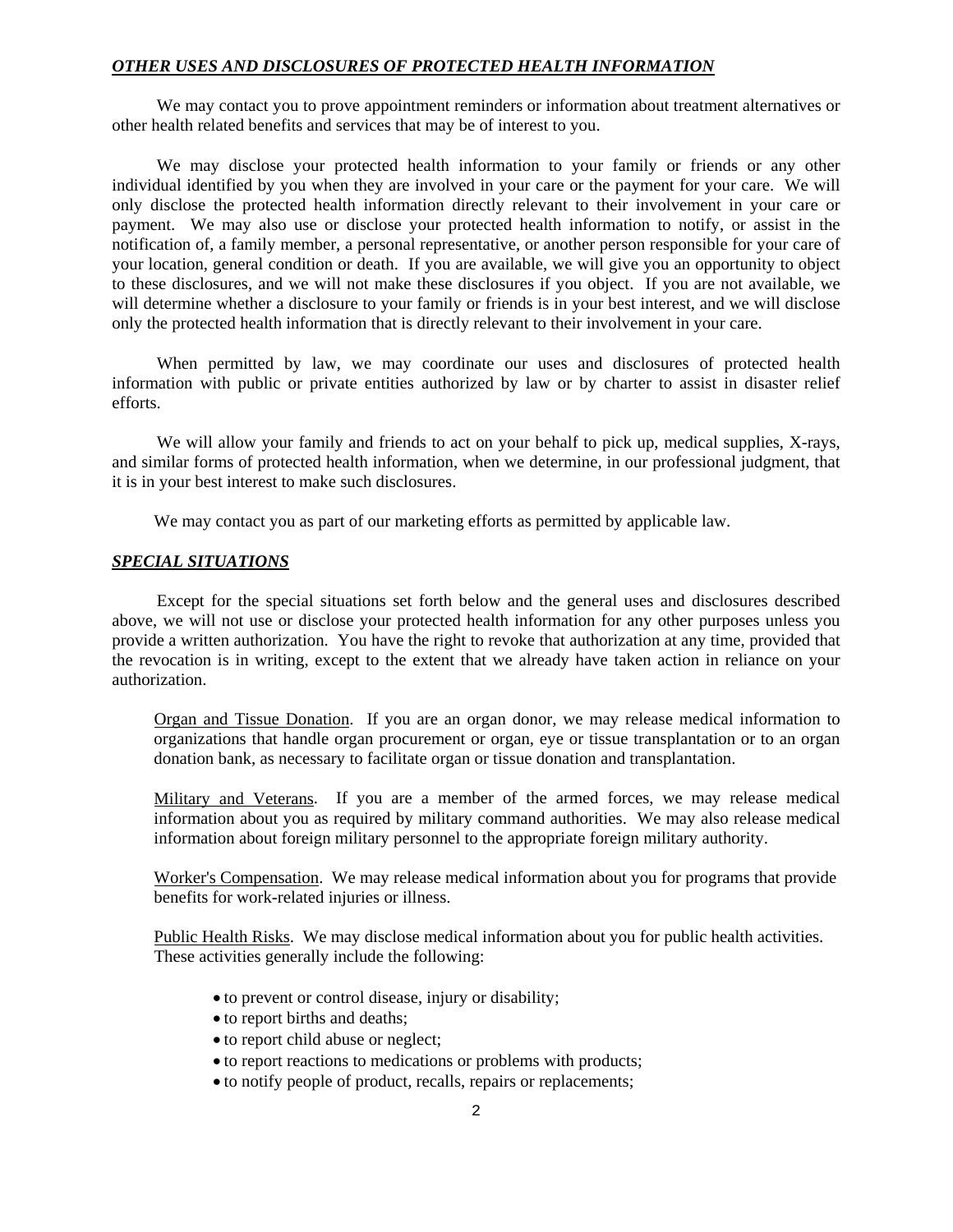### ***OTHER USES AND DISCLOSURES OF PROTECTED HEALTH INFORMATION***

We may contact you to prove appointment reminders or information about treatment alternatives or other health related benefits and services that may be of interest to you.

We may disclose your protected health information to your family or friends or any other individual identified by you when they are involved in your care or the payment for your care. We will only disclose the protected health information directly relevant to their involvement in your care or payment. We may also use or disclose your protected health information to notify, or assist in the notification of, a family member, a personal representative, or another person responsible for your care of your location, general condition or death. If you are available, we will give you an opportunity to object to these disclosures, and we will not make these disclosures if you object. If you are not available, we will determine whether a disclosure to your family or friends is in your best interest, and we will disclose only the protected health information that is directly relevant to their involvement in your care.

When permitted by law, we may coordinate our uses and disclosures of protected health information with public or private entities authorized by law or by charter to assist in disaster relief efforts.

We will allow your family and friends to act on your behalf to pick up, medical supplies, X-rays, and similar forms of protected health information, when we determine, in our professional judgment, that it is in your best interest to make such disclosures.

We may contact you as part of our marketing efforts as permitted by applicable law.

### ***SPECIAL SITUATIONS***

Except for the special situations set forth below and the general uses and disclosures described above, we will not use or disclose your protected health information for any other purposes unless you provide a written authorization. You have the right to revoke that authorization at any time, provided that the revocation is in writing, except to the extent that we already have taken action in reliance on your authorization.

<u>Organ and Tissue Donation</u>. If you are an organ donor, we may release medical information to organizations that handle organ procurement or organ, eye or tissue transplantation or to an organ donation bank, as necessary to facilitate organ or tissue donation and transplantation.

<u>Military and Veterans</u>. If you are a member of the armed forces, we may release medical information about you as required by military command authorities. We may also release medical information about foreign military personnel to the appropriate foreign military authority.

<u>Worker's Compensation</u>. We may release medical information about you for programs that provide benefits for work-related injuries or illness.

<u>Public Health Risks</u>. We may disclose medical information about you for public health activities. These activities generally include the following:

- to prevent or control disease, injury or disability;
- to report births and deaths;
- to report child abuse or neglect;
- to report reactions to medications or problems with products;
- to notify people of product, recalls, repairs or replacements;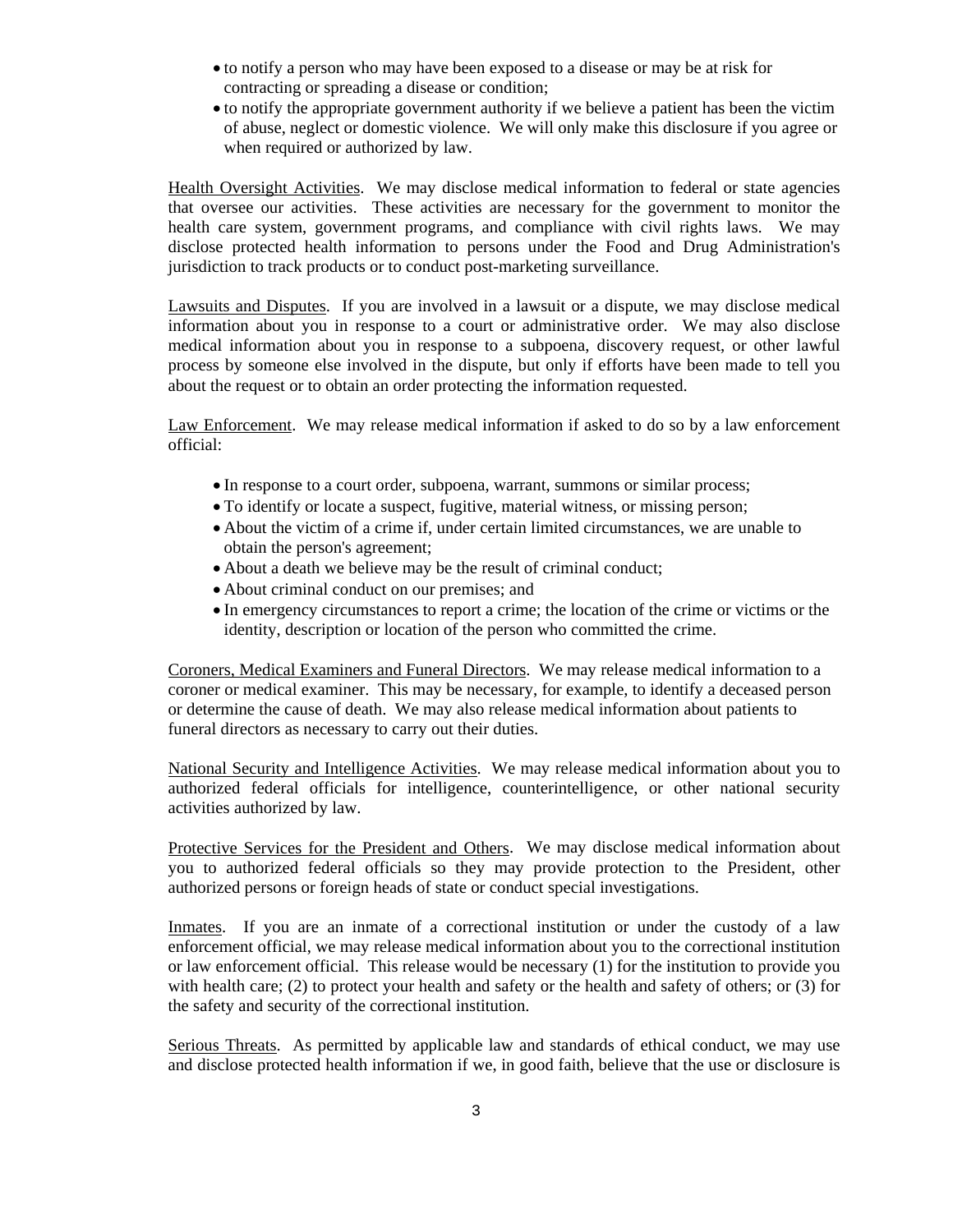- to notify a person who may have been exposed to a disease or may be at risk for contracting or spreading a disease or condition;
- to notify the appropriate government authority if we believe a patient has been the victim of abuse, neglect or domestic violence. We will only make this disclosure if you agree or when required or authorized by law.

Health Oversight Activities. We may disclose medical information to federal or state agencies that oversee our activities. These activities are necessary for the government to monitor the health care system, government programs, and compliance with civil rights laws. We may disclose protected health information to persons under the Food and Drug Administration's jurisdiction to track products or to conduct post-marketing surveillance.

Lawsuits and Disputes. If you are involved in a lawsuit or a dispute, we may disclose medical information about you in response to a court or administrative order. We may also disclose medical information about you in response to a subpoena, discovery request, or other lawful process by someone else involved in the dispute, but only if efforts have been made to tell you about the request or to obtain an order protecting the information requested.

Law Enforcement. We may release medical information if asked to do so by a law enforcement official:

- In response to a court order, subpoena, warrant, summons or similar process;
- To identify or locate a suspect, fugitive, material witness, or missing person;
- About the victim of a crime if, under certain limited circumstances, we are unable to obtain the person's agreement;
- About a death we believe may be the result of criminal conduct;
- About criminal conduct on our premises; and
- In emergency circumstances to report a crime; the location of the crime or victims or the identity, description or location of the person who committed the crime.

Coroners, Medical Examiners and Funeral Directors. We may release medical information to a coroner or medical examiner. This may be necessary, for example, to identify a deceased person or determine the cause of death. We may also release medical information about patients to funeral directors as necessary to carry out their duties.

National Security and Intelligence Activities. We may release medical information about you to authorized federal officials for intelligence, counterintelligence, or other national security activities authorized by law.

Protective Services for the President and Others. We may disclose medical information about you to authorized federal officials so they may provide protection to the President, other authorized persons or foreign heads of state or conduct special investigations.

Inmates. If you are an inmate of a correctional institution or under the custody of a law enforcement official, we may release medical information about you to the correctional institution or law enforcement official. This release would be necessary (1) for the institution to provide you with health care; (2) to protect your health and safety or the health and safety of others; or (3) for the safety and security of the correctional institution.

Serious Threats. As permitted by applicable law and standards of ethical conduct, we may use and disclose protected health information if we, in good faith, believe that the use or disclosure is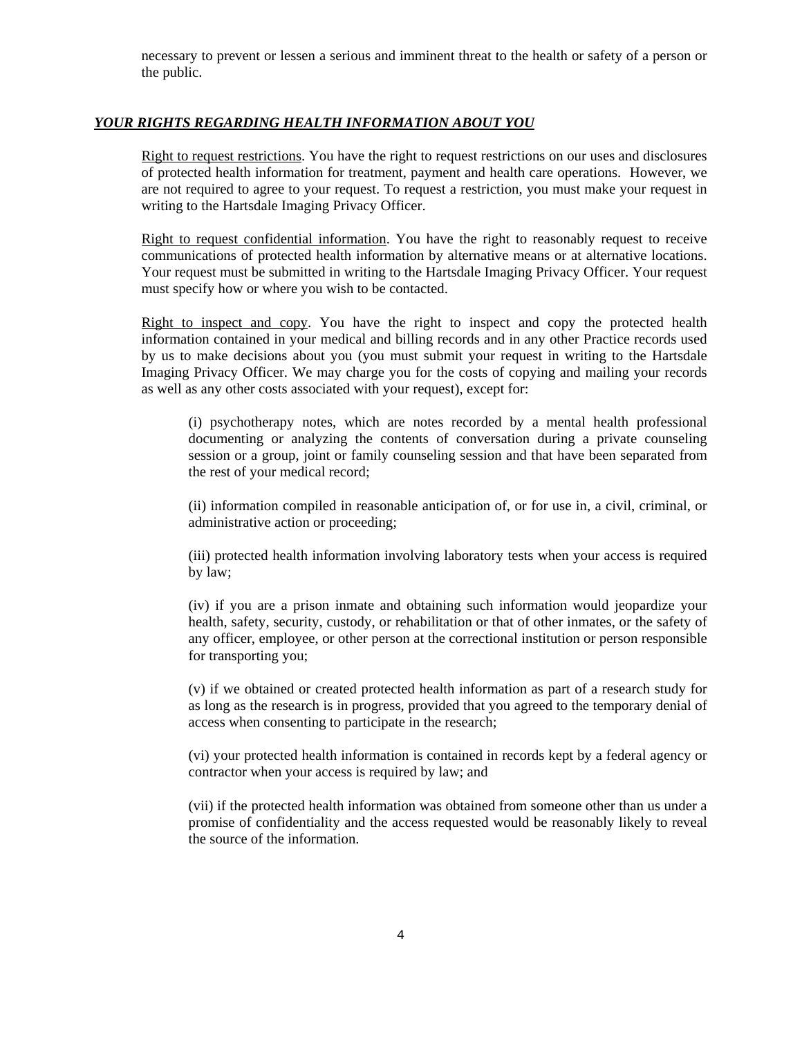necessary to prevent or lessen a serious and imminent threat to the health or safety of a person or the public.

## ***YOUR RIGHTS REGARDING HEALTH INFORMATION ABOUT YOU***

Right to request restrictions. You have the right to request restrictions on our uses and disclosures of protected health information for treatment, payment and health care operations. However, we are not required to agree to your request. To request a restriction, you must make your request in writing to the Hartsdale Imaging Privacy Officer.

Right to request confidential information. You have the right to reasonably request to receive communications of protected health information by alternative means or at alternative locations. Your request must be submitted in writing to the Hartsdale Imaging Privacy Officer. Your request must specify how or where you wish to be contacted.

Right to inspect and copy. You have the right to inspect and copy the protected health information contained in your medical and billing records and in any other Practice records used by us to make decisions about you (you must submit your request in writing to the Hartsdale Imaging Privacy Officer. We may charge you for the costs of copying and mailing your records as well as any other costs associated with your request), except for:

(i) psychotherapy notes, which are notes recorded by a mental health professional documenting or analyzing the contents of conversation during a private counseling session or a group, joint or family counseling session and that have been separated from the rest of your medical record;

(ii) information compiled in reasonable anticipation of, or for use in, a civil, criminal, or administrative action or proceeding;

(iii) protected health information involving laboratory tests when your access is required by law;

(iv) if you are a prison inmate and obtaining such information would jeopardize your health, safety, security, custody, or rehabilitation or that of other inmates, or the safety of any officer, employee, or other person at the correctional institution or person responsible for transporting you;

(v) if we obtained or created protected health information as part of a research study for as long as the research is in progress, provided that you agreed to the temporary denial of access when consenting to participate in the research;

(vi) your protected health information is contained in records kept by a federal agency or contractor when your access is required by law; and

(vii) if the protected health information was obtained from someone other than us under a promise of confidentiality and the access requested would be reasonably likely to reveal the source of the information.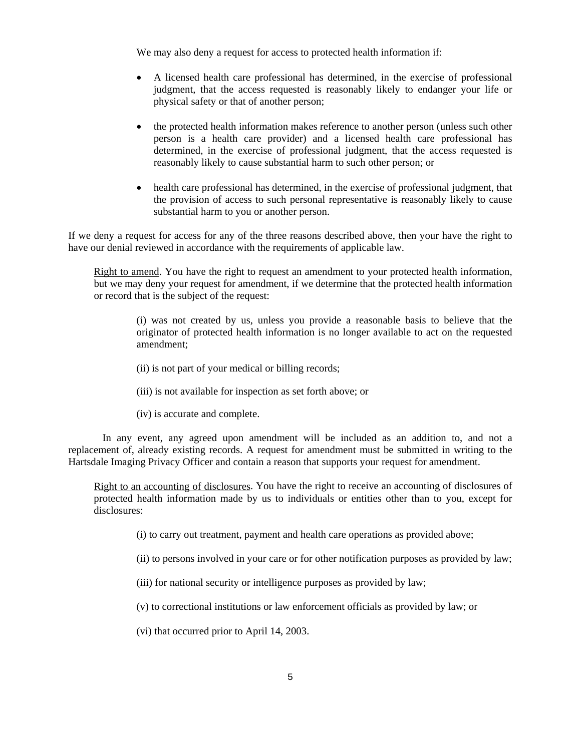We may also deny a request for access to protected health information if:

- A licensed health care professional has determined, in the exercise of professional judgment, that the access requested is reasonably likely to endanger your life or physical safety or that of another person;

- the protected health information makes reference to another person (unless such other person is a health care provider) and a licensed health care professional has determined, in the exercise of professional judgment, that the access requested is reasonably likely to cause substantial harm to such other person; or

- health care professional has determined, in the exercise of professional judgment, that the provision of access to such personal representative is reasonably likely to cause substantial harm to you or another person.

If we deny a request for access for any of the three reasons described above, then your have the right to have our denial reviewed in accordance with the requirements of applicable law.

<u>Right to amend</u>. You have the right to request an amendment to your protected health information, but we may deny your request for amendment, if we determine that the protected health information or record that is the subject of the request:

(i) was not created by us, unless you provide a reasonable basis to believe that the originator of protected health information is no longer available to act on the requested amendment;

(ii) is not part of your medical or billing records;

(iii) is not available for inspection as set forth above; or

(iv) is accurate and complete.

In any event, any agreed upon amendment will be included as an addition to, and not a replacement of, already existing records. A request for amendment must be submitted in writing to the Hartsdale Imaging Privacy Officer and contain a reason that supports your request for amendment.

<u>Right to an accounting of disclosures</u>. You have the right to receive an accounting of disclosures of protected health information made by us to individuals or entities other than to you, except for disclosures:

(i) to carry out treatment, payment and health care operations as provided above;

(ii) to persons involved in your care or for other notification purposes as provided by law;

(iii) for national security or intelligence purposes as provided by law;

(v) to correctional institutions or law enforcement officials as provided by law; or

(vi) that occurred prior to April 14, 2003.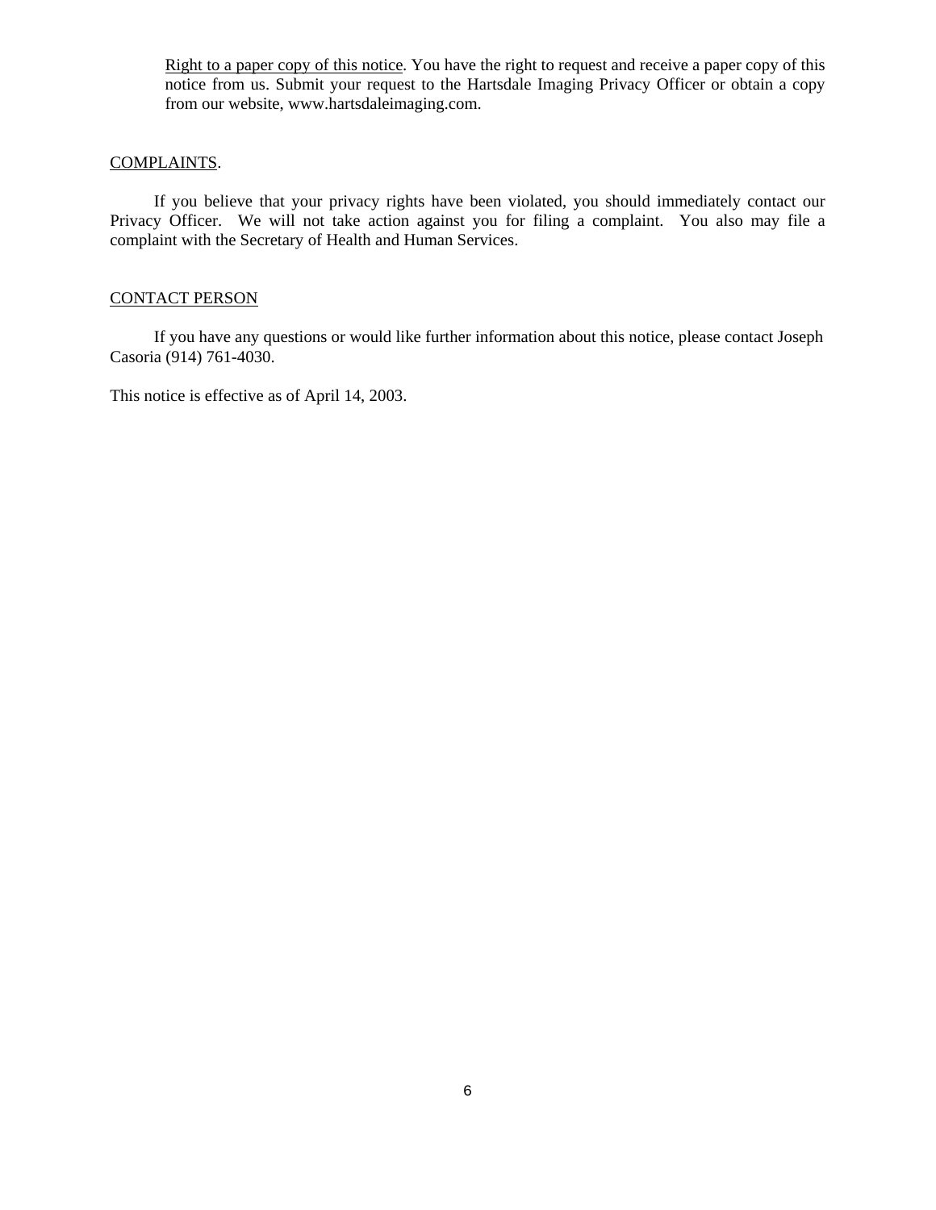<u>Right to a paper copy of this notice</u>. You have the right to request and receive a paper copy of this notice from us. Submit your request to the Hartsdale Imaging Privacy Officer or obtain a copy from our website, www.hartsdaleimaging.com.

<u>COMPLAINTS</u>.

If you believe that your privacy rights have been violated, you should immediately contact our Privacy Officer. We will not take action against you for filing a complaint. You also may file a complaint with the Secretary of Health and Human Services.

<u>CONTACT PERSON</u>

If you have any questions or would like further information about this notice, please contact Joseph Casoria (914) 761-4030.

This notice is effective as of April 14, 2003.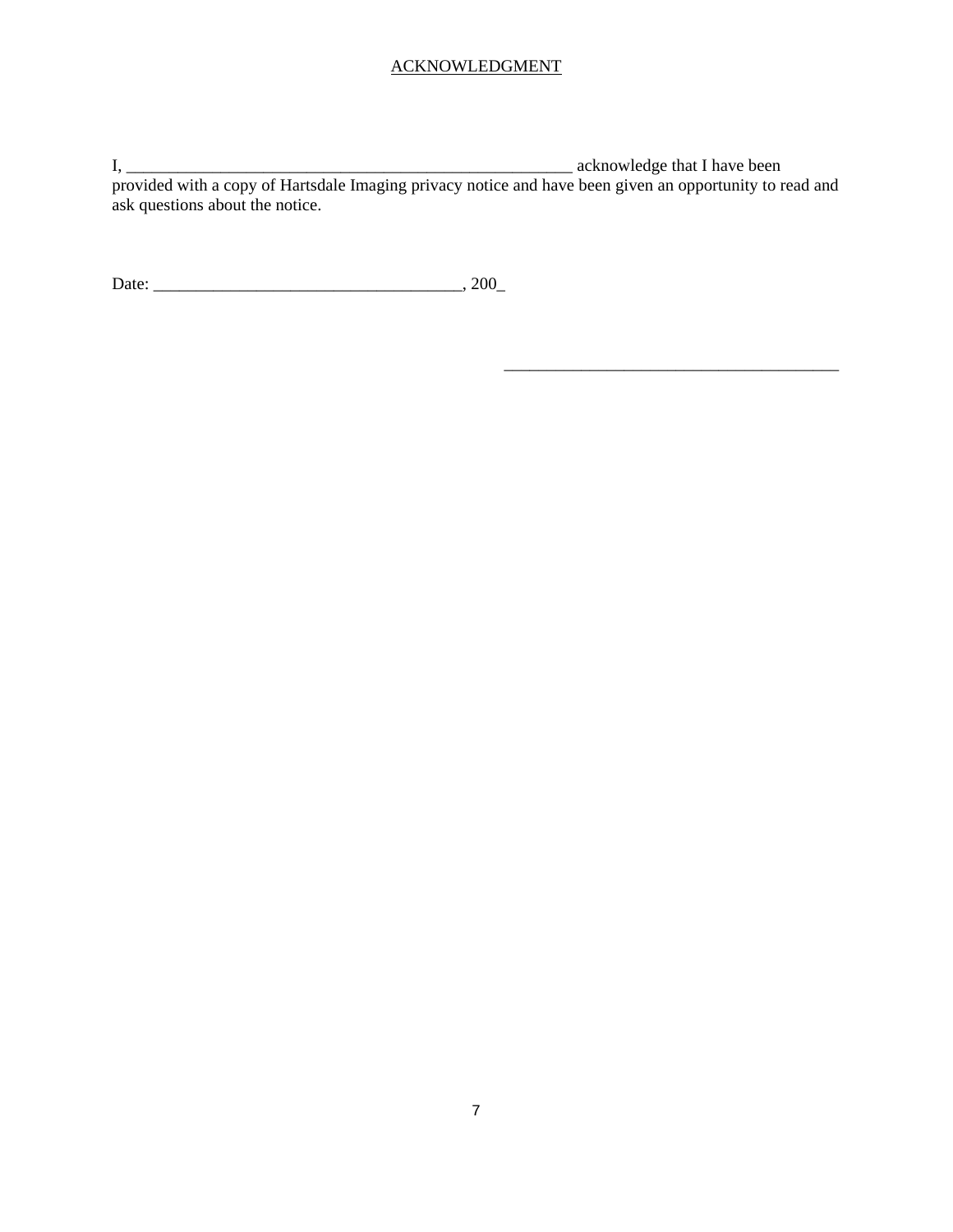ACKNOWLEDGMENT

I, ______________________________________________________ acknowledge that I have been provided with a copy of Hartsdale Imaging privacy notice and have been given an opportunity to read and ask questions about the notice.

Date: ____________________________________, 200_

_________________________________________